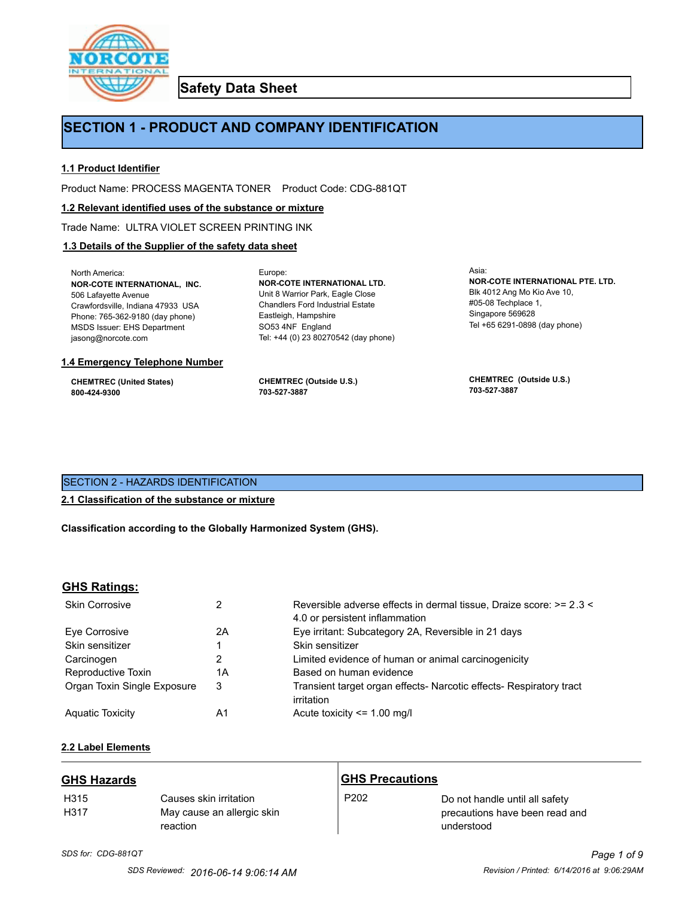# Safety Data Sheet

## SECTION 1 - PRODUCT AND COMPANY IDENTIFICATION

### 1.1 Product Identifier

Product Name: PROCESS MAGENTA TONER    Product Code: CDG-881QT

### 1.2 Relevant identified uses of the substance or mixture

Trade Name: ULTRA VIOLET SCREEN PRINTING INK

### 1.3 Details of the Supplier of the safety data sheet

North America:
**NOR-COTE INTERNATIONAL, INC.**
506 Lafayette Avenue
Crawfordsville, Indiana 47933 USA
Phone: 765-362-9180 (day phone)
MSDS Issuer: EHS Department
jasong@norcote.com

Europe:
**NOR-COTE INTERNATIONAL LTD.**
Unit 8 Warrior Park, Eagle Close
Chandlers Ford Industrial Estate
Eastleigh, Hampshire
SO53 4NF England
Tel: +44 (0) 23 80270542 (day phone)

Asia:
**NOR-COTE INTERNATIONAL PTE. LTD.**
Blk 4012 Ang Mo Kio Ave 10,
#05-08 Techplace 1,
Singapore 569628
Tel +65 6291-0898 (day phone)

### 1.4 Emergency Telephone Number

**CHEMTREC (United States)**
**800-424-9300**

**CHEMTREC (Outside U.S.)**
**703-527-3887**

**CHEMTREC (Outside U.S.)**
**703-527-3887**

## SECTION 2 - HAZARDS IDENTIFICATION

### 2.1 Classification of the substance or mixture

**Classification according to the Globally Harmonized System (GHS).**

### GHS Ratings:

| | | |
|---|---|---|
| Skin Corrosive | 2 | Reversible adverse effects in dermal tissue, Draize score: >= 2.3 < 4.0 or persistent inflammation |
| Eye Corrosive | 2A | Eye irritant: Subcategory 2A, Reversible in 21 days |
| Skin sensitizer | 1 | Skin sensitizer |
| Carcinogen | 2 | Limited evidence of human or animal carcinogenicity |
| Reproductive Toxin | 1A | Based on human evidence |
| Organ Toxin Single Exposure | 3 | Transient target organ effects- Narcotic effects- Respiratory tract irritation |
| Aquatic Toxicity | A1 | Acute toxicity <= 1.00 mg/l |

### 2.2 Label Elements

| GHS Hazards | | GHS Precautions | |
|---|---|---|---|
| H315 | Causes skin irritation | P202 | Do not handle until all safety precautions have been read and understood |
| H317 | May cause an allergic skin reaction | | |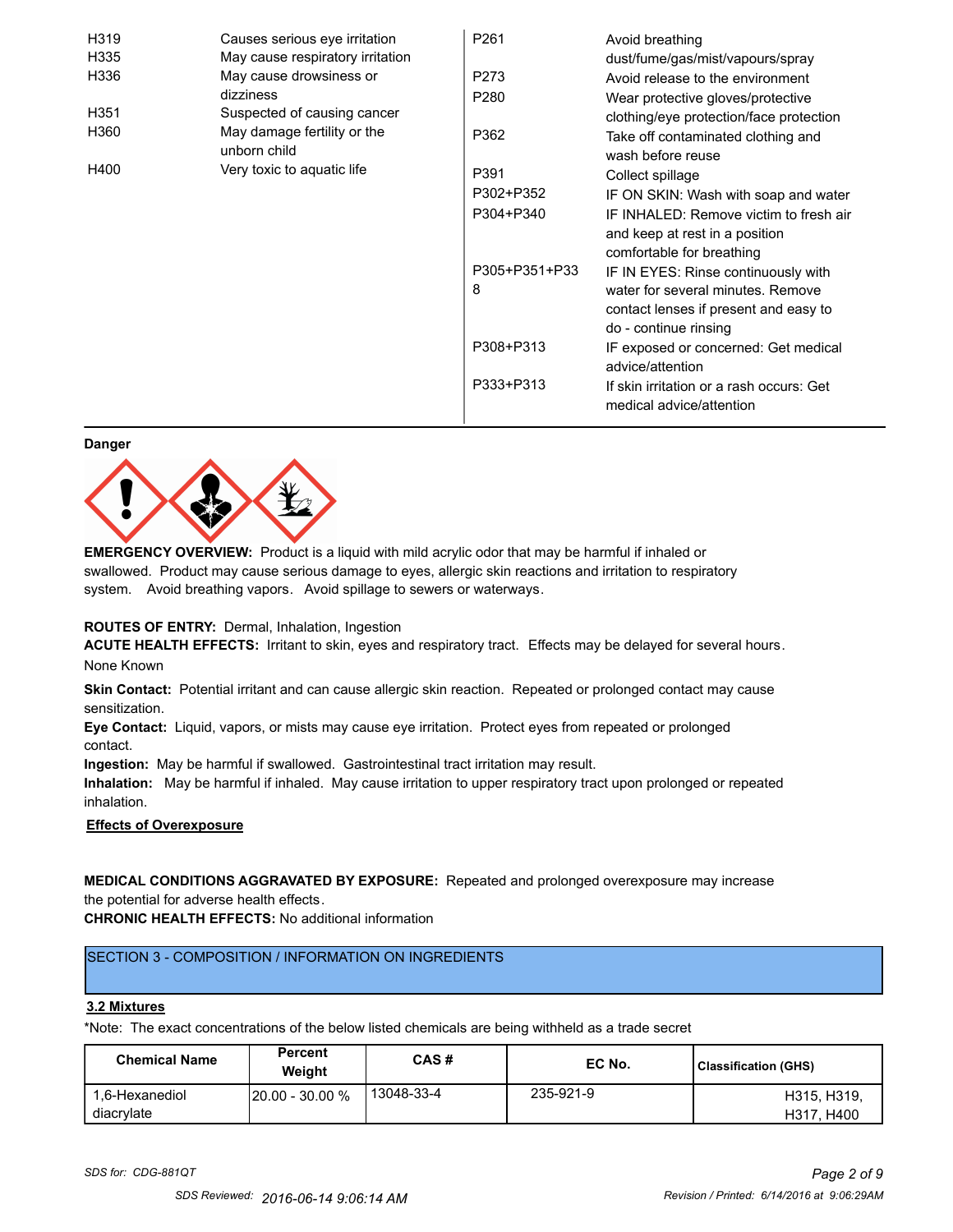| | | | |
|---|---|---|---|
| H319 | Causes serious eye irritation | P261 | Avoid breathing dust/fume/gas/mist/vapours/spray |
| H335 | May cause respiratory irritation | P273 | Avoid release to the environment |
| H336 | May cause drowsiness or dizziness | P280 | Wear protective gloves/protective clothing/eye protection/face protection |
| H351 | Suspected of causing cancer | P362 | Take off contaminated clothing and wash before reuse |
| H360 | May damage fertility or the unborn child | P391 | Collect spillage |
| H400 | Very toxic to aquatic life | P302+P352 | IF ON SKIN: Wash with soap and water |
| | | P304+P340 | IF INHALED: Remove victim to fresh air and keep at rest in a position comfortable for breathing |
| | | P305+P351+P338 | IF IN EYES: Rinse continuously with water for several minutes. Remove contact lenses if present and easy to do - continue rinsing |
| | | P308+P313 | IF exposed or concerned: Get medical advice/attention |
| | | P333+P313 | If skin irritation or a rash occurs: Get medical advice/attention |

**Danger**

**EMERGENCY OVERVIEW:** Product is a liquid with mild acrylic odor that may be harmful if inhaled or swallowed. Product may cause serious damage to eyes, allergic skin reactions and irritation to respiratory system. Avoid breathing vapors. Avoid spillage to sewers or waterways.

**ROUTES OF ENTRY:** Dermal, Inhalation, Ingestion

**ACUTE HEALTH EFFECTS:** Irritant to skin, eyes and respiratory tract. Effects may be delayed for several hours.

None Known

**Skin Contact:** Potential irritant and can cause allergic skin reaction. Repeated or prolonged contact may cause sensitization.

**Eye Contact:** Liquid, vapors, or mists may cause eye irritation. Protect eyes from repeated or prolonged contact.

**Ingestion:** May be harmful if swallowed. Gastrointestinal tract irritation may result.

**Inhalation:** May be harmful if inhaled. May cause irritation to upper respiratory tract upon prolonged or repeated inhalation.

**Effects of Overexposure**

**MEDICAL CONDITIONS AGGRAVATED BY EXPOSURE:** Repeated and prolonged overexposure may increase the potential for adverse health effects.

**CHRONIC HEALTH EFFECTS:** No additional information

## SECTION 3 - COMPOSITION / INFORMATION ON INGREDIENTS

### 3.2 Mixtures

*Note: The exact concentrations of the below listed chemicals are being withheld as a trade secret

| Chemical Name | Percent Weight | CAS # | EC No. | Classification (GHS) |
|---|---|---|---|---|
| 1,6-Hexanediol diacrylate | 20.00 - 30.00 % | 13048-33-4 | 235-921-9 | H315, H319, H317, H400 |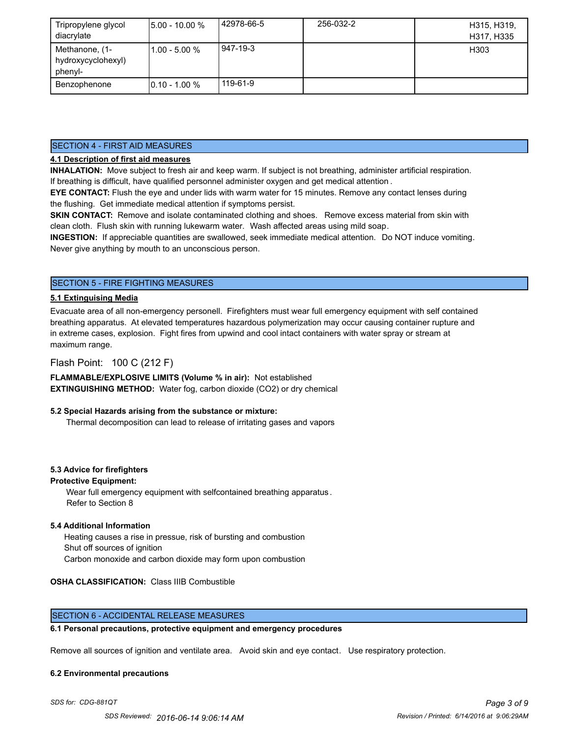| Tripropylene glycol diacrylate | 5.00 - 10.00 % | 42978-66-5 | 256-032-2 | H315, H319, H317, H335 |
|---|---|---|---|---|
| Methanone, (1-hydroxycyclohexyl) phenyl- | 1.00 - 5.00 % | 947-19-3 | | H303 |
| Benzophenone | 0.10 - 1.00 % | 119-61-9 | | |

## SECTION 4 - FIRST AID MEASURES

**4.1 Description of first aid measures**

**INHALATION:** Move subject to fresh air and keep warm. If subject is not breathing, administer artificial respiration. If breathing is difficult, have qualified personnel administer oxygen and get medical attention .

**EYE CONTACT:** Flush the eye and under lids with warm water for 15 minutes. Remove any contact lenses during the flushing. Get immediate medical attention if symptoms persist.

**SKIN CONTACT:** Remove and isolate contaminated clothing and shoes. Remove excess material from skin with clean cloth. Flush skin with running lukewarm water. Wash affected areas using mild soap.

**INGESTION:** If appreciable quantities are swallowed, seek immediate medical attention. Do NOT induce vomiting. Never give anything by mouth to an unconscious person.

## SECTION 5 - FIRE FIGHTING MEASURES

**5.1 Extinguising Media**

Evacuate area of all non-emergency personell. Firefighters must wear full emergency equipment with self contained breathing apparatus. At elevated temperatures hazardous polymerization may occur causing container rupture and in extreme cases, explosion. Fight fires from upwind and cool intact containers with water spray or stream at maximum range.

Flash Point: 100 C (212 F)

**FLAMMABLE/EXPLOSIVE LIMITS (Volume % in air):** Not established

**EXTINGUISHING METHOD:** Water fog, carbon dioxide (CO2) or dry chemical

**5.2 Special Hazards arising from the substance or mixture:**

Thermal decomposition can lead to release of irritating gases and vapors

**5.3 Advice for firefighters**

**Protective Equipment:**

Wear full emergency equipment with selfcontained breathing apparatus .
Refer to Section 8

**5.4 Additional Information**

Heating causes a rise in pressue, risk of bursting and combustion
Shut off sources of ignition
Carbon monoxide and carbon dioxide may form upon combustion

**OSHA CLASSIFICATION:** Class IIIB Combustible

## SECTION 6 - ACCIDENTAL RELEASE MEASURES

**6.1 Personal precautions, protective equipment and emergency procedures**

Remove all sources of ignition and ventilate area. Avoid skin and eye contact. Use respiratory protection.

**6.2 Environmental precautions**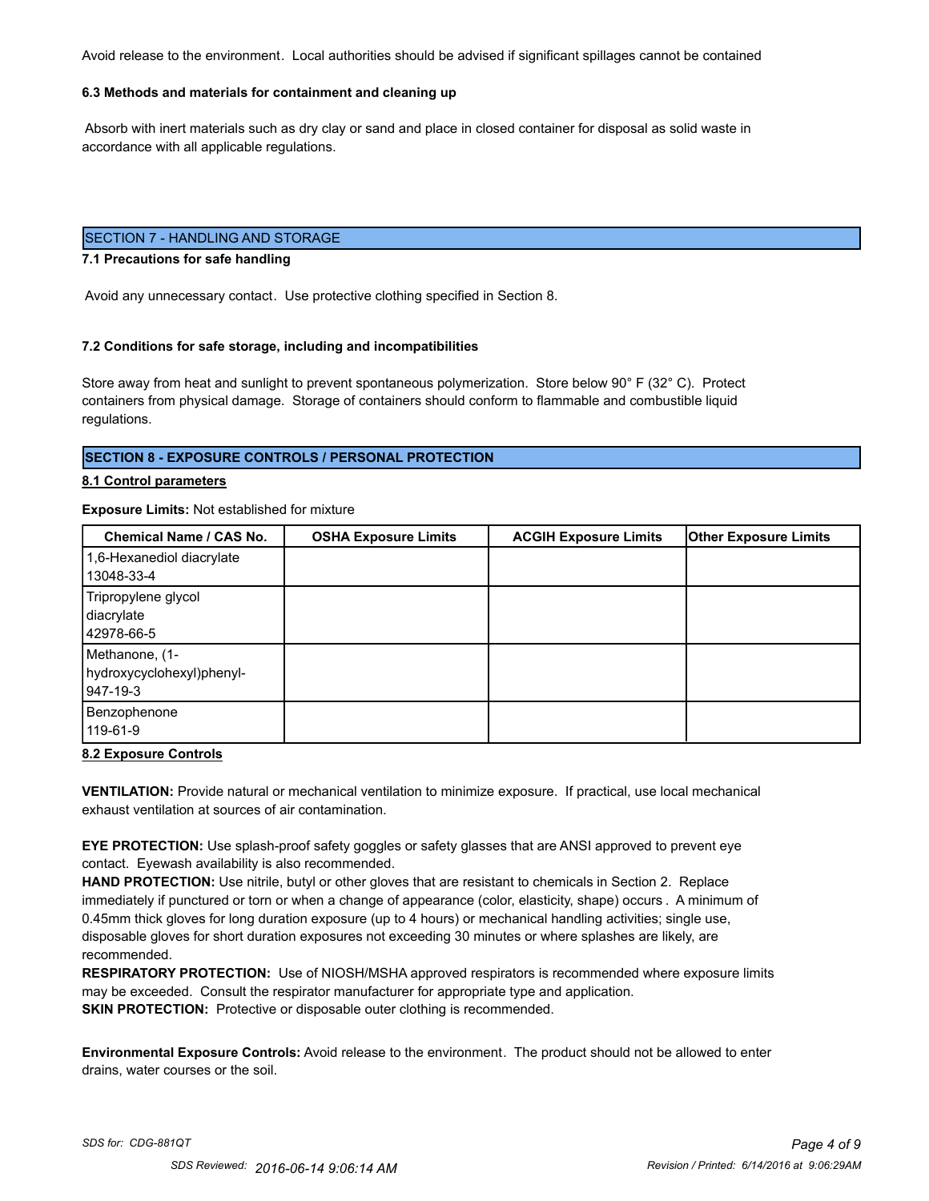Avoid release to the environment. Local authorities should be advised if significant spillages cannot be contained

**6.3 Methods and materials for containment and cleaning up**

Absorb with inert materials such as dry clay or sand and place in closed container for disposal as solid waste in accordance with all applicable regulations.

## SECTION 7 - HANDLING AND STORAGE

**7.1 Precautions for safe handling**

Avoid any unnecessary contact. Use protective clothing specified in Section 8.

**7.2 Conditions for safe storage, including and incompatibilities**

Store away from heat and sunlight to prevent spontaneous polymerization. Store below 90° F (32° C). Protect containers from physical damage. Storage of containers should conform to flammable and combustible liquid regulations.

## SECTION 8 - EXPOSURE CONTROLS / PERSONAL PROTECTION

**8.1 Control parameters**

**Exposure Limits:** Not established for mixture

| Chemical Name / CAS No. | OSHA Exposure Limits | ACGIH Exposure Limits | Other Exposure Limits |
|---|---|---|---|
| 1,6-Hexanediol diacrylate 13048-33-4 | | | |
| Tripropylene glycol diacrylate 42978-66-5 | | | |
| Methanone, (1-hydroxycyclohexyl)phenyl- 947-19-3 | | | |
| Benzophenone 119-61-9 | | | |

**8.2 Exposure Controls**

**VENTILATION:** Provide natural or mechanical ventilation to minimize exposure. If practical, use local mechanical exhaust ventilation at sources of air contamination.

**EYE PROTECTION:** Use splash-proof safety goggles or safety glasses that are ANSI approved to prevent eye contact. Eyewash availability is also recommended.

**HAND PROTECTION:** Use nitrile, butyl or other gloves that are resistant to chemicals in Section 2. Replace immediately if punctured or torn or when a change of appearance (color, elasticity, shape) occurs . A minimum of 0.45mm thick gloves for long duration exposure (up to 4 hours) or mechanical handling activities; single use, disposable gloves for short duration exposures not exceeding 30 minutes or where splashes are likely, are recommended.

**RESPIRATORY PROTECTION:** Use of NIOSH/MSHA approved respirators is recommended where exposure limits may be exceeded. Consult the respirator manufacturer for appropriate type and application.

**SKIN PROTECTION:** Protective or disposable outer clothing is recommended.

**Environmental Exposure Controls:** Avoid release to the environment. The product should not be allowed to enter drains, water courses or the soil.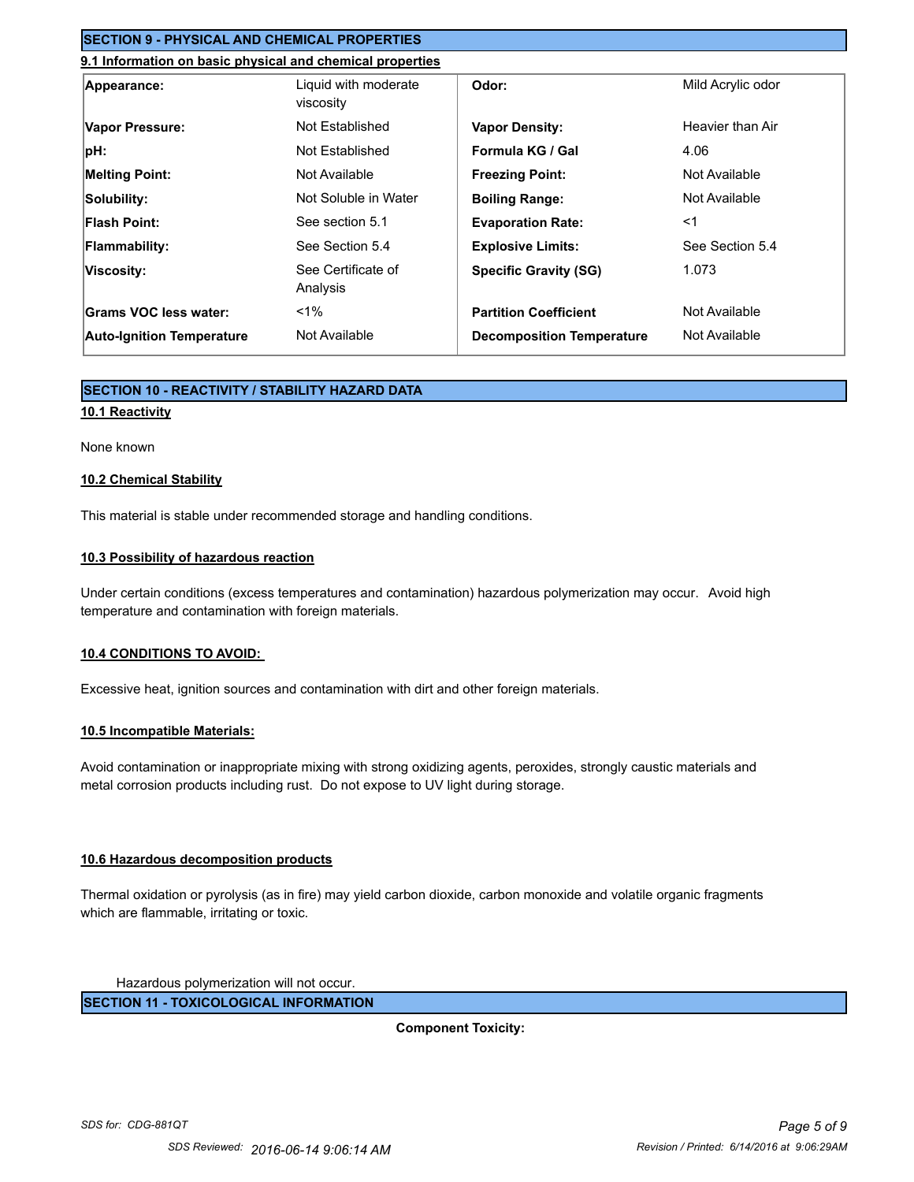## SECTION 9 - PHYSICAL AND CHEMICAL PROPERTIES

### 9.1 Information on basic physical and chemical properties

| | | | |
|---|---|---|---|
| **Appearance:** | Liquid with moderate viscosity | **Odor:** | Mild Acrylic odor |
| **Vapor Pressure:** | Not Established | **Vapor Density:** | Heavier than Air |
| **pH:** | Not Established | **Formula KG / Gal** | 4.06 |
| **Melting Point:** | Not Available | **Freezing Point:** | Not Available |
| **Solubility:** | Not Soluble in Water | **Boiling Range:** | Not Available |
| **Flash Point:** | See section 5.1 | **Evaporation Rate:** | <1 |
| **Flammability:** | See Section 5.4 | **Explosive Limits:** | See Section 5.4 |
| **Viscosity:** | See Certificate of Analysis | **Specific Gravity (SG)** | 1.073 |
| **Grams VOC less water:** | <1% | **Partition Coefficient** | Not Available |
| **Auto-Ignition Temperature** | Not Available | **Decomposition Temperature** | Not Available |

## SECTION 10 - REACTIVITY / STABILITY HAZARD DATA

### 10.1 Reactivity

None known

### 10.2 Chemical Stability

This material is stable under recommended storage and handling conditions.

### 10.3 Possibility of hazardous reaction

Under certain conditions (excess temperatures and contamination) hazardous polymerization may occur. Avoid high temperature and contamination with foreign materials.

### 10.4 CONDITIONS TO AVOID:

Excessive heat, ignition sources and contamination with dirt and other foreign materials.

### 10.5 Incompatible Materials:

Avoid contamination or inappropriate mixing with strong oxidizing agents, peroxides, strongly caustic materials and metal corrosion products including rust. Do not expose to UV light during storage.

### 10.6 Hazardous decomposition products

Thermal oxidation or pyrolysis (as in fire) may yield carbon dioxide, carbon monoxide and volatile organic fragments which are flammable, irritating or toxic.

Hazardous polymerization will not occur.

## SECTION 11 - TOXICOLOGICAL INFORMATION

**Component Toxicity:**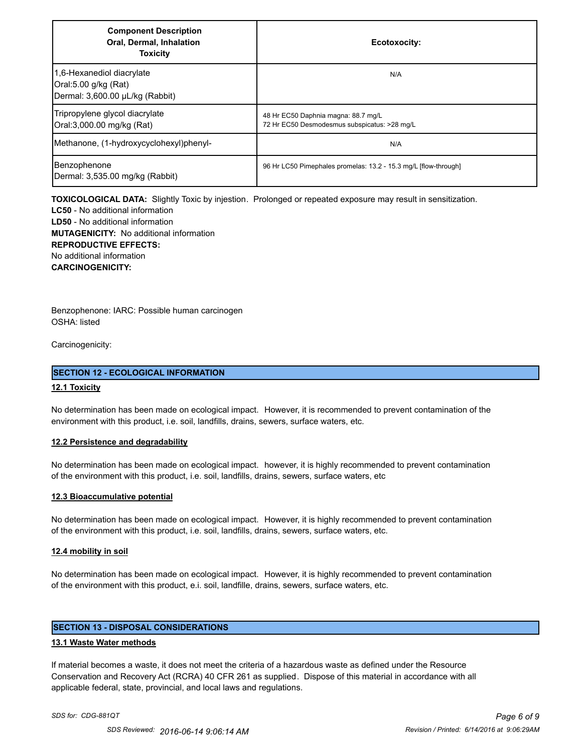| Component Description<br>Oral, Dermal, Inhalation<br>Toxicity | Ecotoxocity: |
|---|---|
| 1,6-Hexanediol diacrylate<br>Oral:5.00 g/kg (Rat)<br>Dermal: 3,600.00 µL/kg (Rabbit) | N/A |
| Tripropylene glycol diacrylate<br>Oral:3,000.00 mg/kg (Rat) | 48 Hr EC50 Daphnia magna: 88.7 mg/L<br>72 Hr EC50 Desmodesmus subspicatus: >28 mg/L |
| Methanone, (1-hydroxycyclohexyl)phenyl- | N/A |
| Benzophenone<br>Dermal: 3,535.00 mg/kg (Rabbit) | 96 Hr LC50 Pimephales promelas: 13.2 - 15.3 mg/L [flow-through] |

**TOXICOLOGICAL DATA:** Slightly Toxic by injestion. Prolonged or repeated exposure may result in sensitization.
**LC50** - No additional information
**LD50** - No additional information
**MUTAGENICITY:** No additional information
**REPRODUCTIVE EFFECTS:**
No additional information
**CARCINOGENICITY:**

Benzophenone: IARC: Possible human carcinogen
OSHA: listed

Carcinogenicity:

## SECTION 12 - ECOLOGICAL INFORMATION

### 12.1 Toxicity

No determination has been made on ecological impact. However, it is recommended to prevent contamination of the environment with this product, i.e. soil, landfills, drains, sewers, surface waters, etc.

### 12.2 Persistence and degradability

No determination has been made on ecological impact. however, it is highly recommended to prevent contamination of the environment with this product, i.e. soil, landfills, drains, sewers, surface waters, etc

### 12.3 Bioaccumulative potential

No determination has been made on ecological impact. However, it is highly recommended to prevent contamination of the environment with this product, i.e. soil, landfills, drains, sewers, surface waters, etc.

### 12.4 mobility in soil

No determination has been made on ecological impact. However, it is highly recommended to prevent contamination of the environment with this product, e.i. soil, landfille, drains, sewers, surface waters, etc.

## SECTION 13 - DISPOSAL CONSIDERATIONS

### 13.1 Waste Water methods

If material becomes a waste, it does not meet the criteria of a hazardous waste as defined under the Resource Conservation and Recovery Act (RCRA) 40 CFR 261 as supplied. Dispose of this material in accordance with all applicable federal, state, provincial, and local laws and regulations.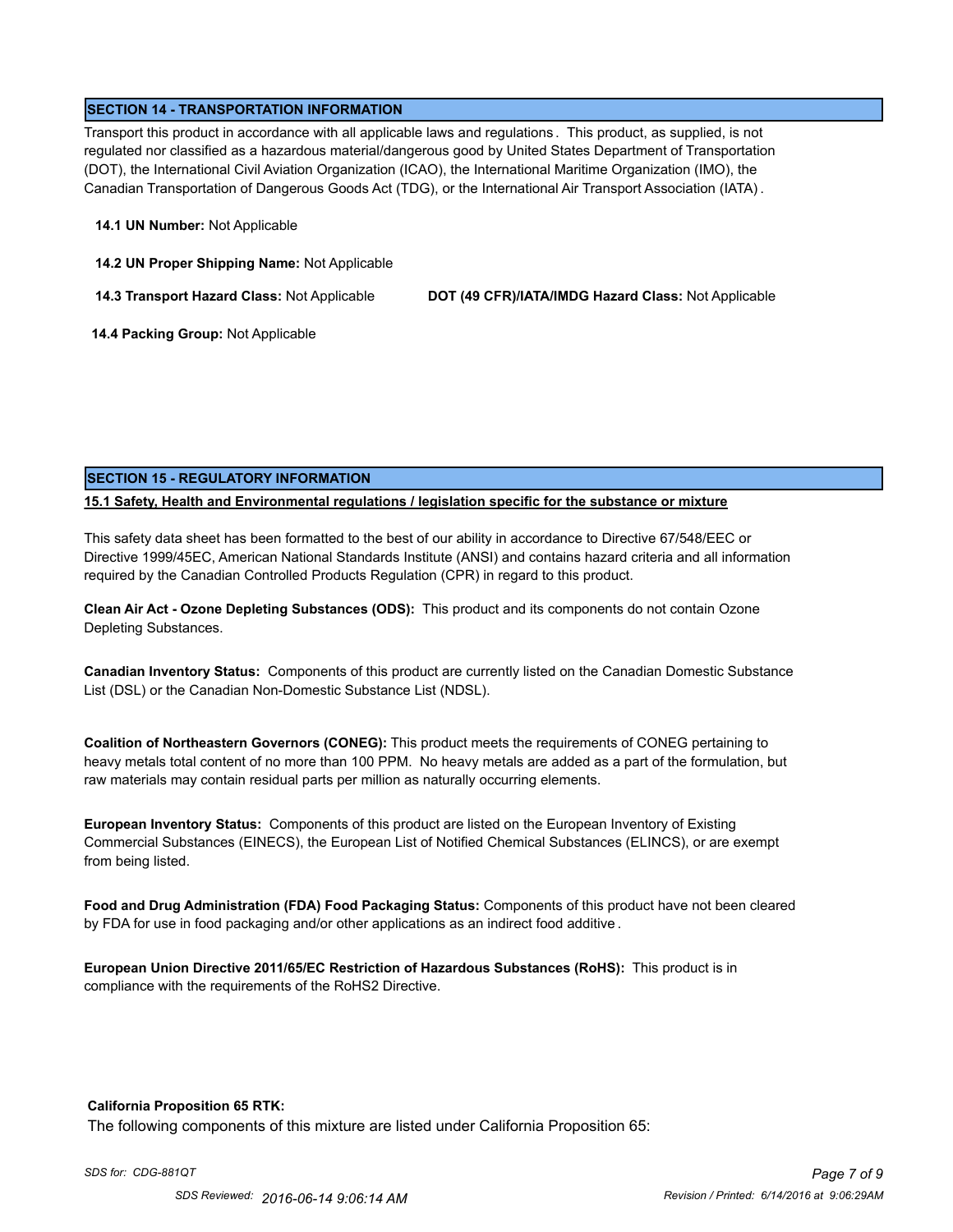## SECTION 14 - TRANSPORTATION INFORMATION

Transport this product in accordance with all applicable laws and regulations. This product, as supplied, is not regulated nor classified as a hazardous material/dangerous good by United States Department of Transportation (DOT), the International Civil Aviation Organization (ICAO), the International Maritime Organization (IMO), the Canadian Transportation of Dangerous Goods Act (TDG), or the International Air Transport Association (IATA).

**14.1 UN Number:** Not Applicable

**14.2 UN Proper Shipping Name:** Not Applicable

**14.3 Transport Hazard Class:** Not Applicable

**DOT (49 CFR)/IATA/IMDG Hazard Class:** Not Applicable

**14.4 Packing Group:** Not Applicable

## SECTION 15 - REGULATORY INFORMATION

### 15.1 Safety, Health and Environmental regulations / legislation specific for the substance or mixture

This safety data sheet has been formatted to the best of our ability in accordance to Directive 67/548/EEC or Directive 1999/45EC, American National Standards Institute (ANSI) and contains hazard criteria and all information required by the Canadian Controlled Products Regulation (CPR) in regard to this product.

**Clean Air Act - Ozone Depleting Substances (ODS):** This product and its components do not contain Ozone Depleting Substances.

**Canadian Inventory Status:** Components of this product are currently listed on the Canadian Domestic Substance List (DSL) or the Canadian Non-Domestic Substance List (NDSL).

**Coalition of Northeastern Governors (CONEG):** This product meets the requirements of CONEG pertaining to heavy metals total content of no more than 100 PPM. No heavy metals are added as a part of the formulation, but raw materials may contain residual parts per million as naturally occurring elements.

**European Inventory Status:** Components of this product are listed on the European Inventory of Existing Commercial Substances (EINECS), the European List of Notified Chemical Substances (ELINCS), or are exempt from being listed.

**Food and Drug Administration (FDA) Food Packaging Status:** Components of this product have not been cleared by FDA for use in food packaging and/or other applications as an indirect food additive.

**European Union Directive 2011/65/EC Restriction of Hazardous Substances (RoHS):** This product is in compliance with the requirements of the RoHS2 Directive.

**California Proposition 65 RTK:**

The following components of this mixture are listed under California Proposition 65: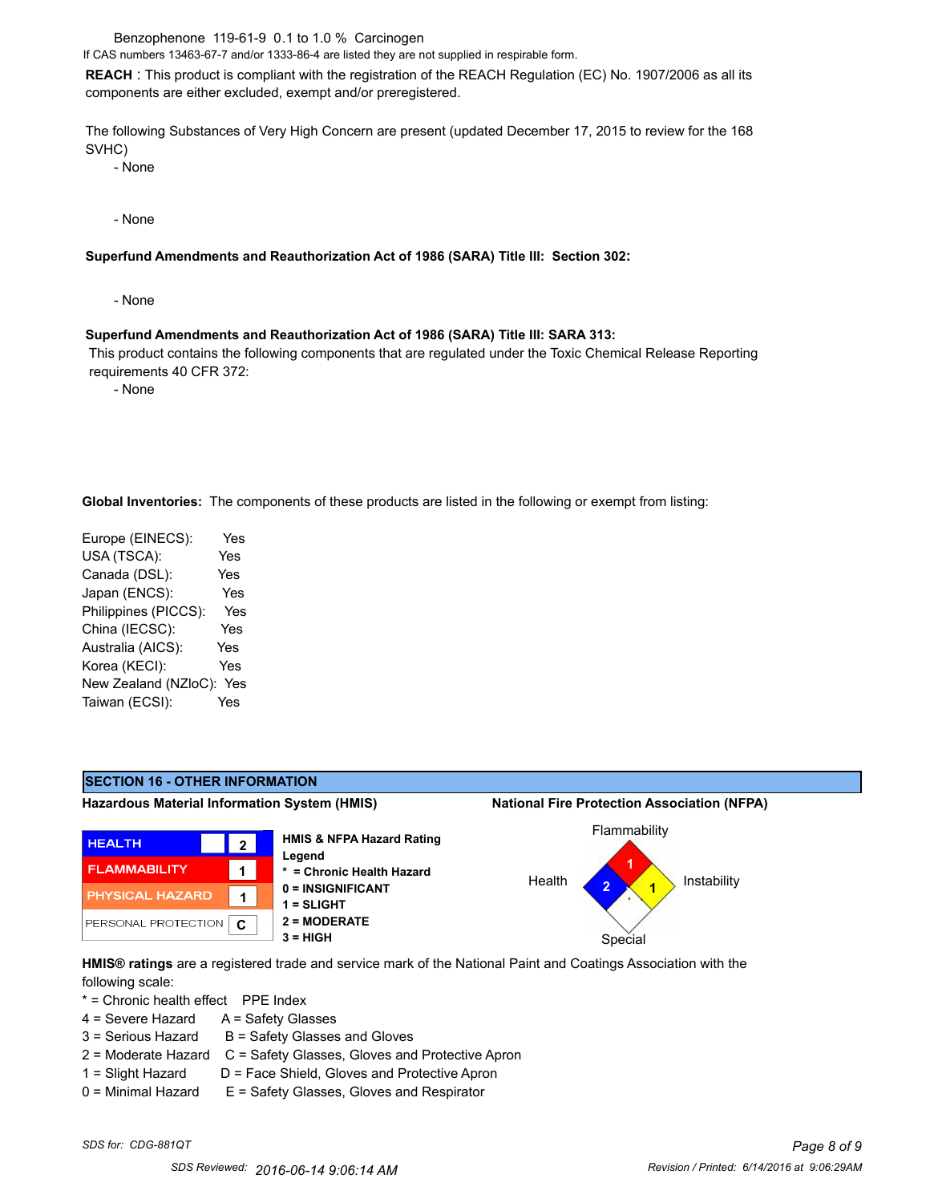Benzophenone 119-61-9 0.1 to 1.0 % Carcinogen

If CAS numbers 13463-67-7 and/or 1333-86-4 are listed they are not supplied in respirable form.

**REACH** : This product is compliant with the registration of the REACH Regulation (EC) No. 1907/2006 as all its components are either excluded, exempt and/or preregistered.

The following Substances of Very High Concern are present (updated December 17, 2015 to review for the 168 SVHC)

- None

- None

**Superfund Amendments and Reauthorization Act of 1986 (SARA) Title III: Section 302:**

- None

**Superfund Amendments and Reauthorization Act of 1986 (SARA) Title III: SARA 313:**

This product contains the following components that are regulated under the Toxic Chemical Release Reporting requirements 40 CFR 372:

- None

**Global Inventories:** The components of these products are listed in the following or exempt from listing:

| | |
|---|---|
| Europe (EINECS): | Yes |
| USA (TSCA): | Yes |
| Canada (DSL): | Yes |
| Japan (ENCS): | Yes |
| Philippines (PICCS): | Yes |
| China (IECSC): | Yes |
| Australia (AICS): | Yes |
| Korea (KECI): | Yes |
| New Zealand (NZIoC): | Yes |
| Taiwan (ECSI): | Yes |

## SECTION 16 - OTHER INFORMATION

**Hazardous Material Information System (HMIS)**

| | |
|---|---|
| HEALTH | 2 |
| FLAMMABILITY | 1 |
| PHYSICAL HAZARD | 1 |
| PERSONAL PROTECTION | C |

**HMIS & NFPA Hazard Rating Legend**
**\* = Chronic Health Hazard**
**0 = INSIGNIFICANT**
**1 = SLIGHT**
**2 = MODERATE**
**3 = HIGH**

**National Fire Protection Association (NFPA)**

Flammability: 1
Health: 2
Instability: 1
Special:

**HMIS® ratings** are a registered trade and service mark of the National Paint and Coatings Association with the following scale:

| | |
|---|---|
| * = Chronic health effect | PPE Index |
| 4 = Severe Hazard | A = Safety Glasses |
| 3 = Serious Hazard | B = Safety Glasses and Gloves |
| 2 = Moderate Hazard | C = Safety Glasses, Gloves and Protective Apron |
| 1 = Slight Hazard | D = Face Shield, Gloves and Protective Apron |
| 0 = Minimal Hazard | E = Safety Glasses, Gloves and Respirator |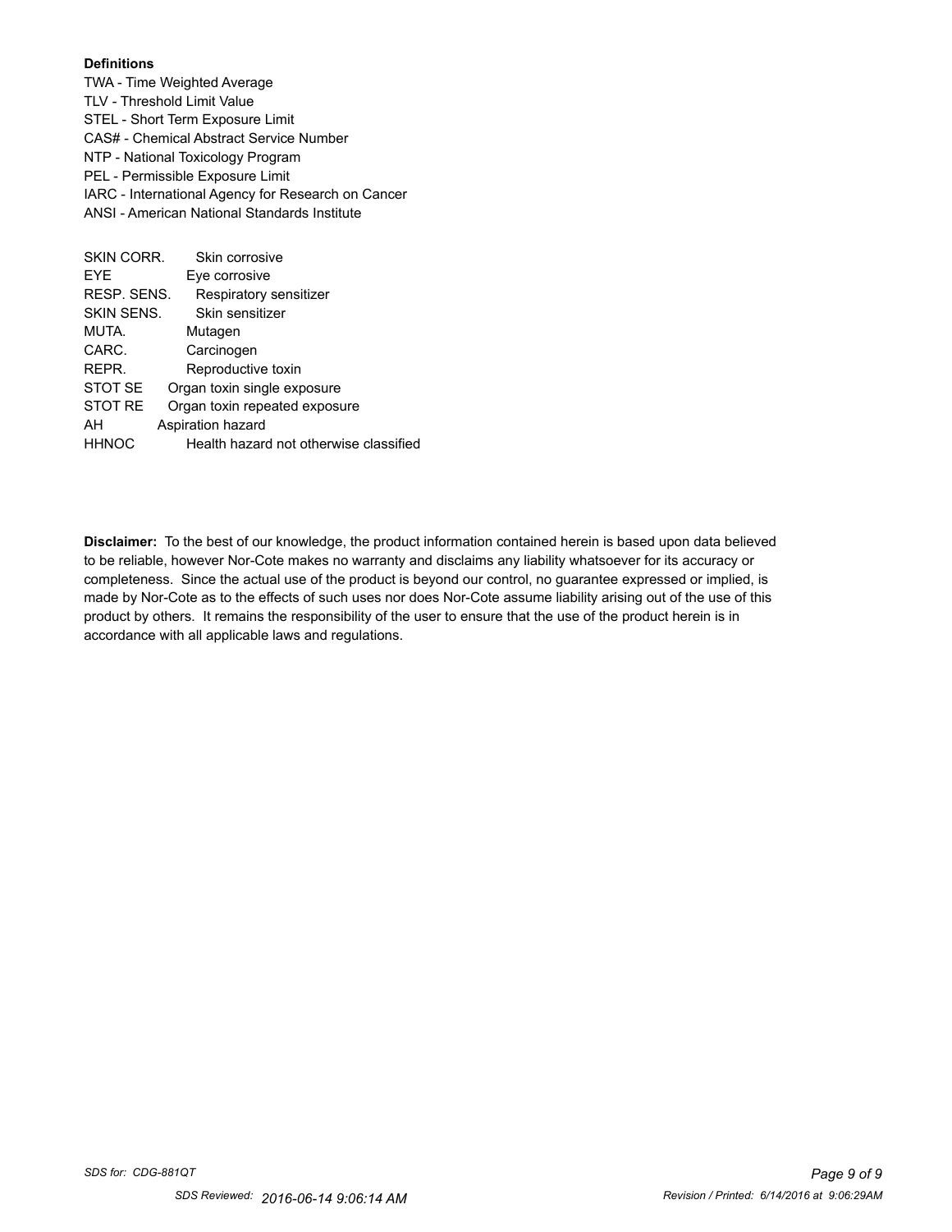**Definitions**

TWA - Time Weighted Average
TLV - Threshold Limit Value
STEL - Short Term Exposure Limit
CAS# - Chemical Abstract Service Number
NTP - National Toxicology Program
PEL - Permissible Exposure Limit
IARC - International Agency for Research on Cancer
ANSI - American National Standards Institute

| | |
|---|---|
| SKIN CORR. | Skin corrosive |
| EYE | Eye corrosive |
| RESP. SENS. | Respiratory sensitizer |
| SKIN SENS. | Skin sensitizer |
| MUTA. | Mutagen |
| CARC. | Carcinogen |
| REPR. | Reproductive toxin |
| STOT SE | Organ toxin single exposure |
| STOT RE | Organ toxin repeated exposure |
| AH | Aspiration hazard |
| HHNOC | Health hazard not otherwise classified |

**Disclaimer:** To the best of our knowledge, the product information contained herein is based upon data believed to be reliable, however Nor-Cote makes no warranty and disclaims any liability whatsoever for its accuracy or completeness. Since the actual use of the product is beyond our control, no guarantee expressed or implied, is made by Nor-Cote as to the effects of such uses nor does Nor-Cote assume liability arising out of the use of this product by others. It remains the responsibility of the user to ensure that the use of the product herein is in accordance with all applicable laws and regulations.